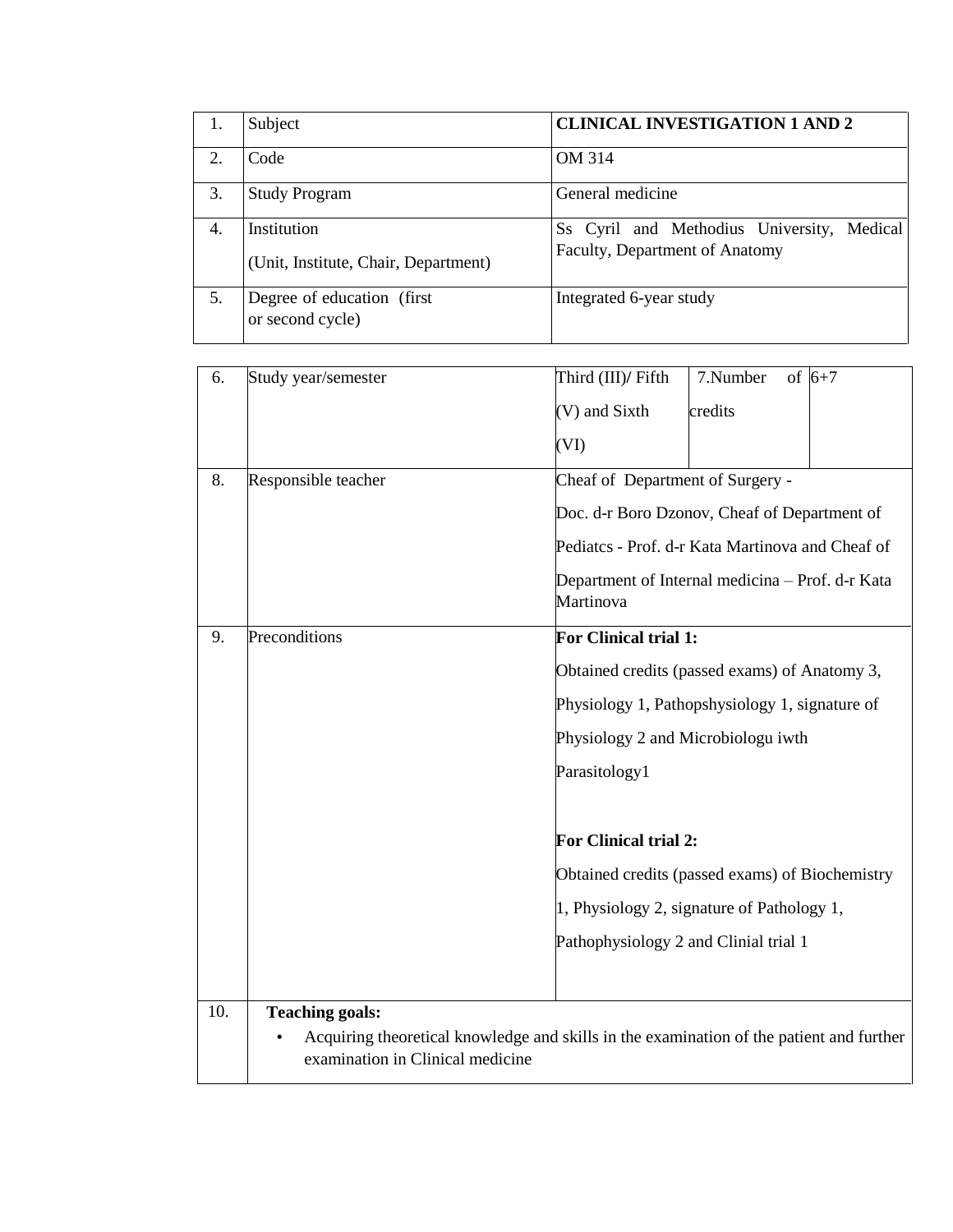| 1. | Subject | **CLINICAL INVESTIGATION 1 AND 2** |
|---|---|---|
| 2. | Code | OM 314 |
| 3. | Study Program | General medicine |
| 4. | Institution<br>(Unit, Institute, Chair, Department) | Ss Cyril and Methodius University, Medical Faculty, Department of Anatomy |
| 5. | Degree of education (first or second cycle) | Integrated 6-year study |

| 6. | Study year/semester | Third (III)/ Fifth (V) and Sixth (VI) | 7.Number of credits | 6+7 |
|---|---|---|---|---|
| 8. | Responsible teacher | Cheaf of Department of Surgery - Doc. d-r Boro Dzonov, Cheaf of Department of Pediatcs - Prof. d-r Kata Martinova and Cheaf of Department of Internal medicina – Prof. d-r Kata Martinova | | |
| 9. | Preconditions | **For Clinical trial 1:**<br>Obtained credits (passed exams) of Anatomy 3, Physiology 1, Pathopshysiology 1, signature of Physiology 2 and Microbiologu iwth Parasitology1<br><br>**For Clinical trial 2:**<br>Obtained credits (passed exams) of Biochemistry 1, Physiology 2, signature of Pathology 1, Pathophysiology 2 and Clinial trial 1 | | |
| 10. | **Teaching goals:**<br>• Acquiring theoretical knowledge and skills in the examination of the patient and further examination in Clinical medicine | | | |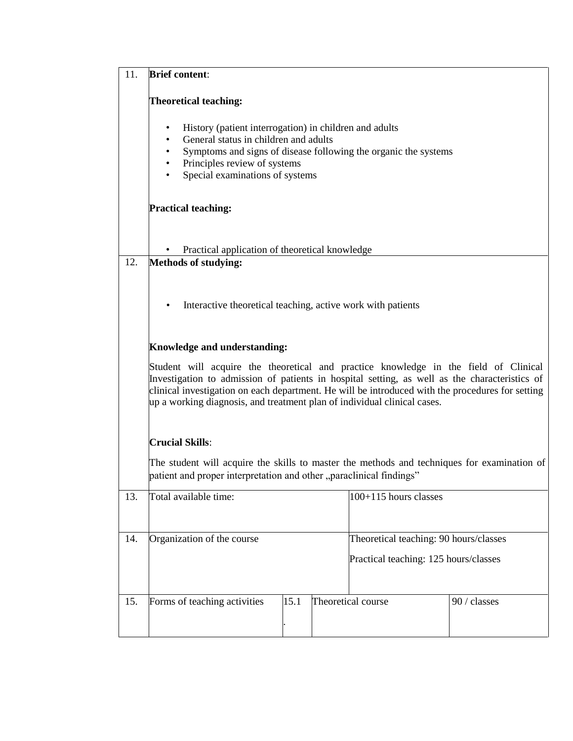| 11. | **Brief content**:<br><br>**Theoretical teaching:**<br><br>• History (patient interrogation) in children and adults<br>• General status in children and adults<br>• Symptoms and signs of disease following the organic the systems<br>• Principles review of systems<br>• Special examinations of systems<br><br>**Practical teaching:**<br><br>• Practical application of theoretical knowledge | | | |
|---|---|---|---|---|
| 12. | **Methods of studying:**<br><br>• Interactive theoretical teaching, active work with patients<br><br>**Knowledge and understanding:**<br><br>Student will acquire the theoretical and practice knowledge in the field of Clinical Investigation to admission of patients in hospital setting, as well as the characteristics of clinical investigation on each department. He will be introduced with the procedures for setting up a working diagnosis, and treatment plan of individual clinical cases.<br><br>**Crucial Skills**:<br><br>The student will acquire the skills to master the methods and techniques for examination of patient and proper interpretation and other „paraclinical findings" | | | |
| 13. | Total available time: | | 100+115 hours classes | |
| 14. | Organization of the course | | Theoretical teaching: 90 hours/classes<br><br>Practical teaching: 125 hours/classes | |
| 15. | Forms of teaching activities | 15.1. | Theoretical course | 90 / classes |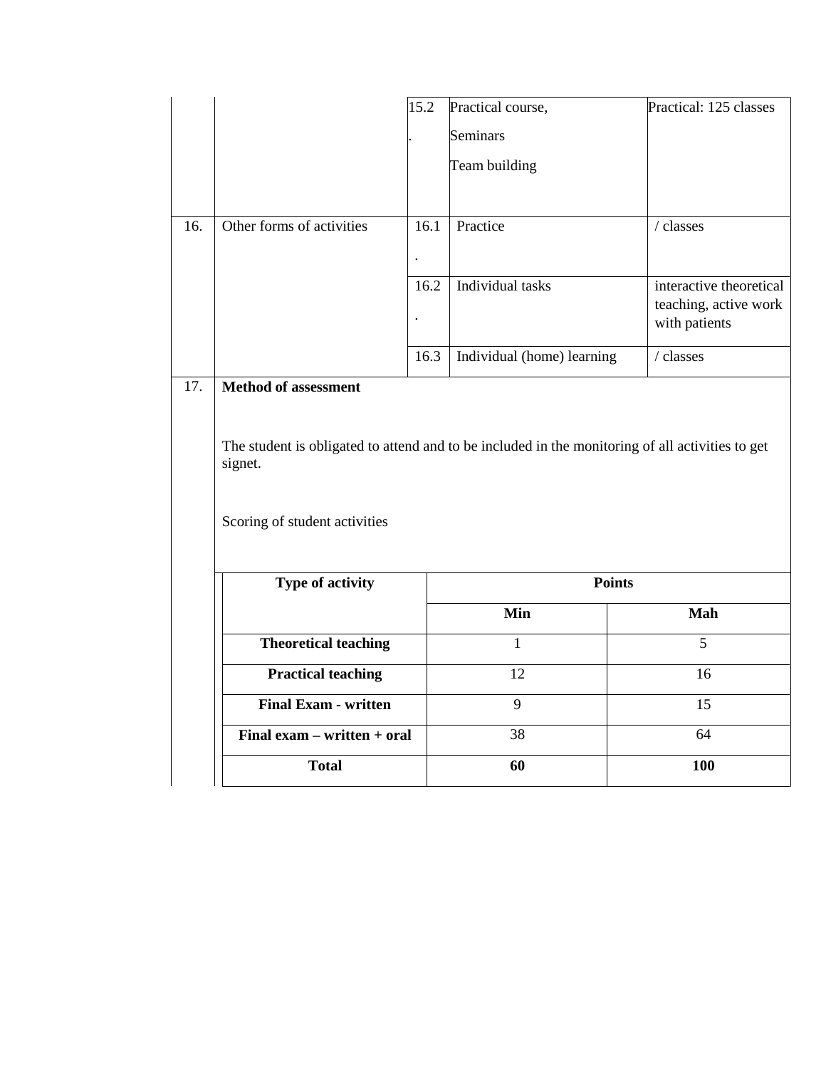| | | | | |
|---|---|---|---|---|
| | | 15.2. | Practical course,<br>Seminars<br>Team building | Practical: 125 classes |
| 16. | Other forms of activities | 16.1. | Practice | / classes |
| | | 16.2. | Individual tasks | interactive theoretical teaching, active work with patients |
| | | 16.3 | Individual (home) learning | / classes |

17. **Method of assessment**

The student is obligated to attend and to be included in the monitoring of all activities to get signet.

Scoring of student activities

| Type of activity | Points | |
|---|---|---|
| | **Min** | **Mah** |
| **Theoretical teaching** | 1 | 5 |
| **Practical teaching** | 12 | 16 |
| **Final Exam - written** | 9 | 15 |
| **Final exam – written + oral** | 38 | 64 |
| **Total** | **60** | **100** |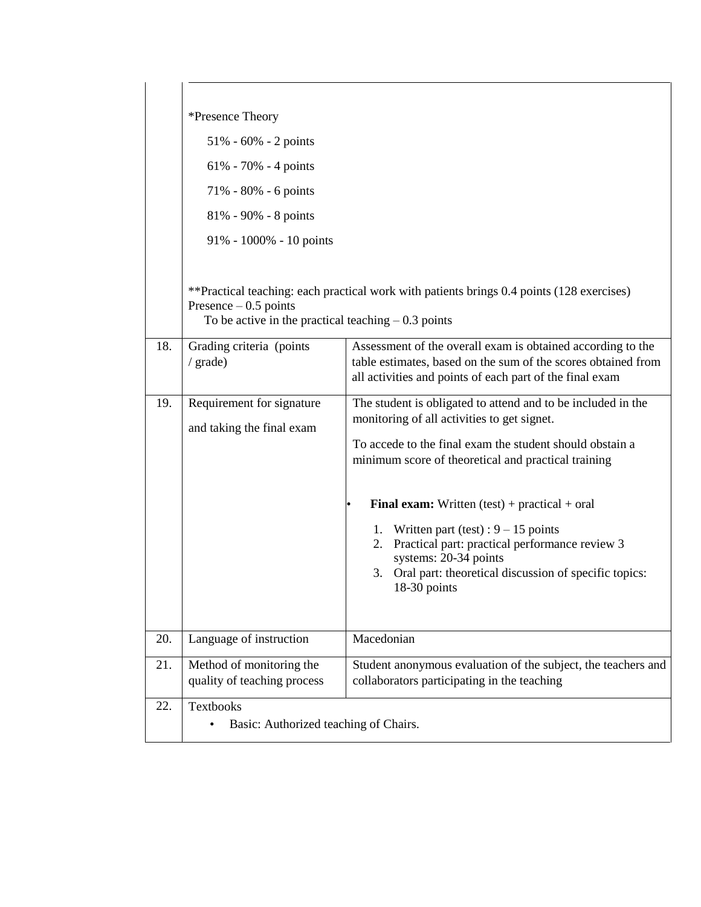| | | |
|---|---|---|
| | *Presence Theory<br><br>51% - 60% - 2 points<br><br>61% - 70% - 4 points<br><br>71% - 80% - 6 points<br><br>81% - 90% - 8 points<br><br>91% - 1000% - 10 points<br><br>**Practical teaching: each practical work with patients brings 0.4 points (128 exercises)<br>Presence – 0.5 points<br>To be active in the practical teaching – 0.3 points | |
| 18. | Grading criteria (points / grade) | Assessment of the overall exam is obtained according to the table estimates, based on the sum of the scores obtained from all activities and points of each part of the final exam |
| 19. | Requirement for signature and taking the final exam | The student is obligated to attend and to be included in the monitoring of all activities to get signet.<br><br>To accede to the final exam the student should obtain a minimum score of theoretical and practical training<br><br>• **Final exam:** Written (test) + practical + oral<br><br>1. Written part (test) : 9 – 15 points<br>2. Practical part: practical performance review 3 systems: 20-34 points<br>3. Oral part: theoretical discussion of specific topics: 18-30 points |
| 20. | Language of instruction | Macedonian |
| 21. | Method of monitoring the quality of teaching process | Student anonymous evaluation of the subject, the teachers and collaborators participating in the teaching |
| 22. | Textbooks<br>• Basic: Authorized teaching of Chairs. | |